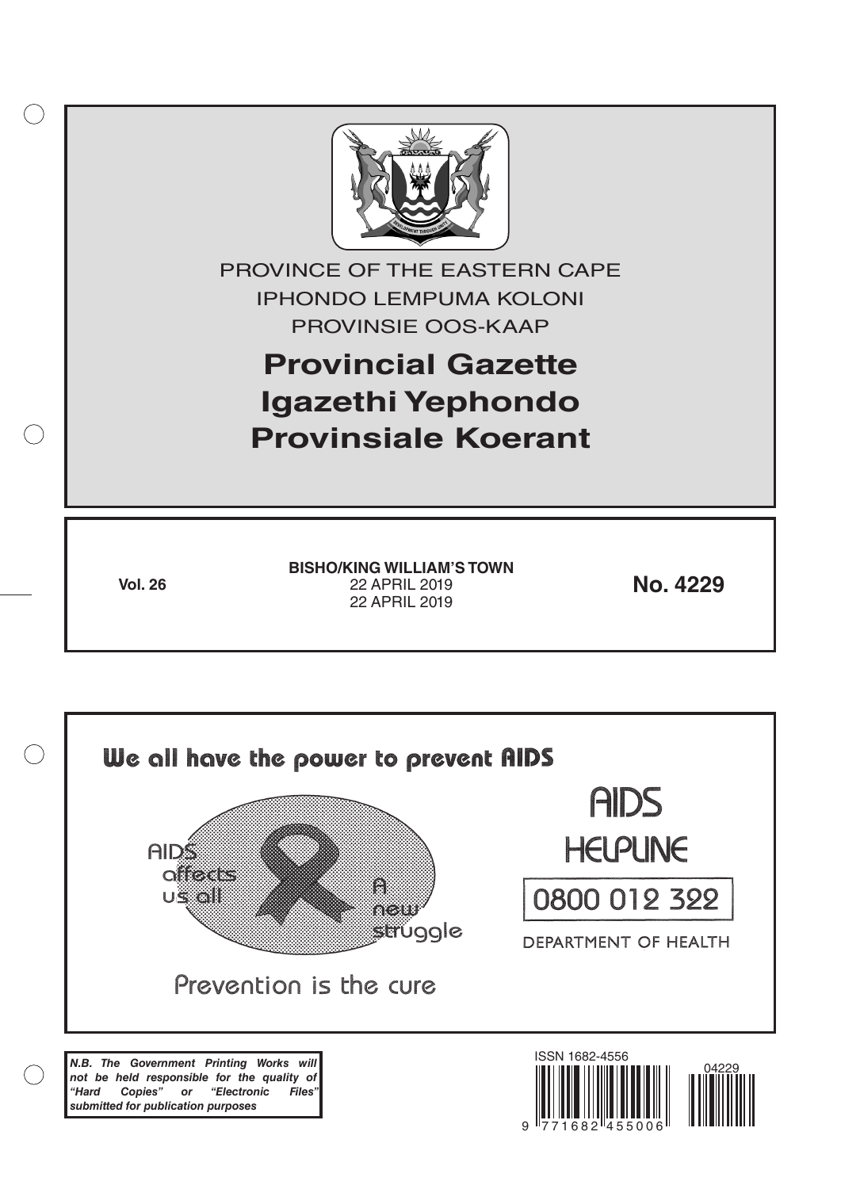PROVINCE OF THE EASTERN CAPE

IPHONDO LEMPUMA KOLONI

PROVINSIE OOS-KAAP

# Provincial Gazette
# Igazethi Yephondo
# Provinsiale Koerant

**Vol. 26**

**BISHO/KING WILLIAM'S TOWN**
22 APRIL 2019
22 APRIL 2019

**No. 4229**

We all have the power to prevent AIDS

AIDS affects us all

A new struggle

Prevention is the cure

AIDS HELPLINE

0800 012 322

DEPARTMENT OF HEALTH

***N.B. The Government Printing Works will not be held responsible for the quality of "Hard Copies" or "Electronic Files" submitted for publication purposes***

ISSN 1682-4556

9 771682 455006

04229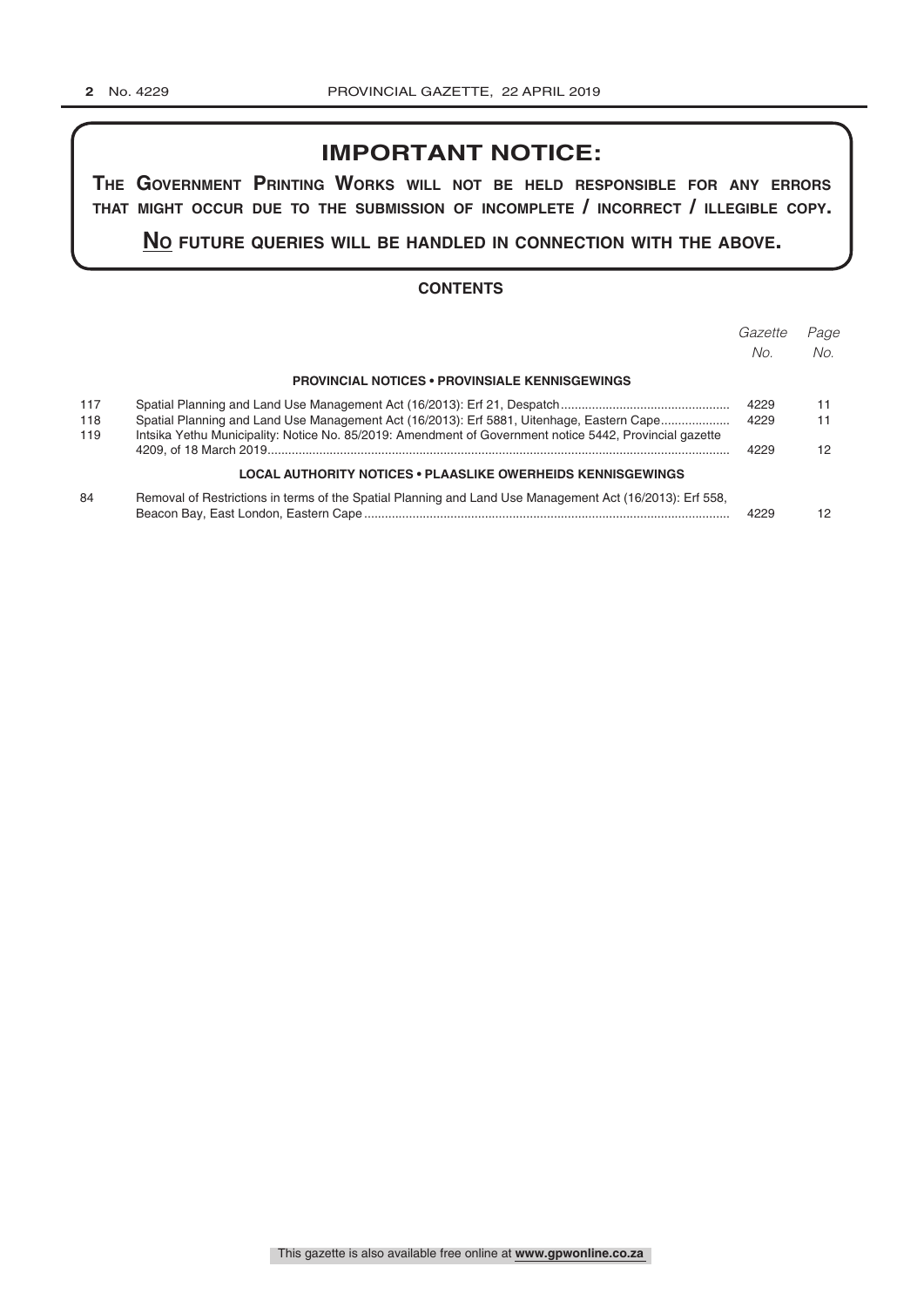## IMPORTANT NOTICE:

**THE GOVERNMENT PRINTING WORKS WILL NOT BE HELD RESPONSIBLE FOR ANY ERRORS THAT MIGHT OCCUR DUE TO THE SUBMISSION OF INCOMPLETE / INCORRECT / ILLEGIBLE COPY.**

**NO FUTURE QUERIES WILL BE HANDLED IN CONNECTION WITH THE ABOVE.**

### CONTENTS

| | | *Gazette No.* | *Page No.* |
|---|---|---|---|
| | **PROVINCIAL NOTICES • PROVINSIALE KENNISGEWINGS** | | |
| 117 | Spatial Planning and Land Use Management Act (16/2013): Erf 21, Despatch | 4229 | 11 |
| 118 | Spatial Planning and Land Use Management Act (16/2013): Erf 5881, Uitenhage, Eastern Cape | 4229 | 11 |
| 119 | Intsika Yethu Municipality: Notice No. 85/2019: Amendment of Government notice 5442, Provincial gazette 4209, of 18 March 2019 | 4229 | 12 |
| | **LOCAL AUTHORITY NOTICES • PLAASLIKE OWERHEIDS KENNISGEWINGS** | | |
| 84 | Removal of Restrictions in terms of the Spatial Planning and Land Use Management Act (16/2013): Erf 558, Beacon Bay, East London, Eastern Cape | 4229 | 12 |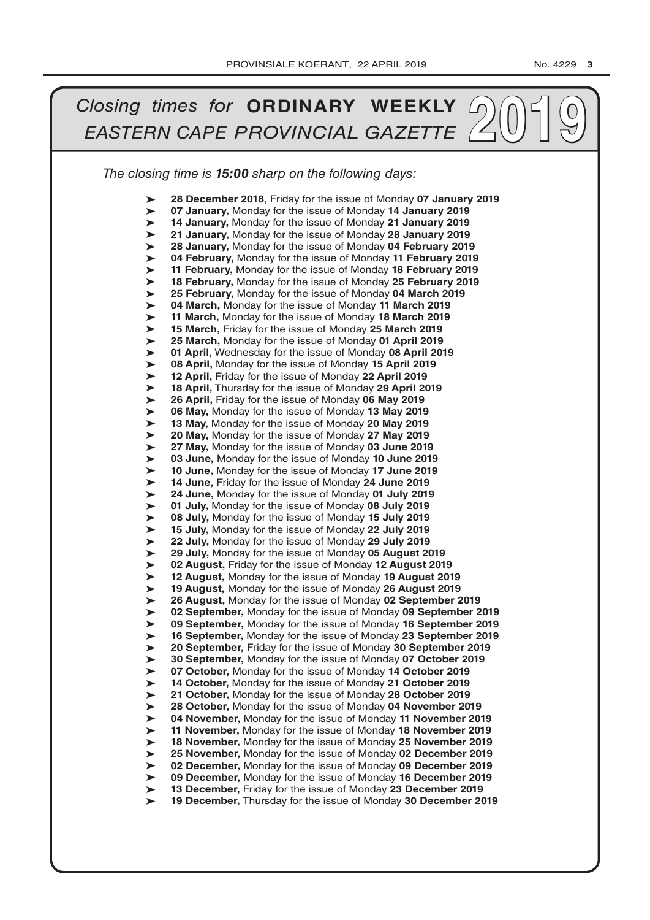# *Closing times for* **ORDINARY WEEKLY** *EASTERN CAPE PROVINCIAL GAZETTE* **2019**

*The closing time is **15:00** sharp on the following days:*

- **28 December 2018,** Friday for the issue of Monday **07 January 2019**
- **07 January,** Monday for the issue of Monday **14 January 2019**
- **14 January,** Monday for the issue of Monday **21 January 2019**
- **21 January,** Monday for the issue of Monday **28 January 2019**
- **28 January,** Monday for the issue of Monday **04 February 2019**
- **04 February,** Monday for the issue of Monday **11 February 2019**
- **11 February,** Monday for the issue of Monday **18 February 2019**
- **18 February,** Monday for the issue of Monday **25 February 2019**
- **25 February,** Monday for the issue of Monday **04 March 2019**
- **04 March,** Monday for the issue of Monday **11 March 2019**
- **11 March,** Monday for the issue of Monday **18 March 2019**
- **15 March,** Friday for the issue of Monday **25 March 2019**
- **25 March,** Monday for the issue of Monday **01 April 2019**
- **01 April,** Wednesday for the issue of Monday **08 April 2019**
- **08 April,** Monday for the issue of Monday **15 April 2019**
- **12 April,** Friday for the issue of Monday **22 April 2019**
- **18 April,** Thursday for the issue of Monday **29 April 2019**
- **26 April,** Friday for the issue of Monday **06 May 2019**
- **06 May,** Monday for the issue of Monday **13 May 2019**
- **13 May,** Monday for the issue of Monday **20 May 2019**
- **20 May,** Monday for the issue of Monday **27 May 2019**
- **27 May,** Monday for the issue of Monday **03 June 2019**
- **03 June,** Monday for the issue of Monday **10 June 2019**
- **10 June,** Monday for the issue of Monday **17 June 2019**
- **14 June,** Friday for the issue of Monday **24 June 2019**
- **24 June,** Monday for the issue of Monday **01 July 2019**
- **01 July,** Monday for the issue of Monday **08 July 2019**
- **08 July,** Monday for the issue of Monday **15 July 2019**
- **15 July,** Monday for the issue of Monday **22 July 2019**
- **22 July,** Monday for the issue of Monday **29 July 2019**
- **29 July,** Monday for the issue of Monday **05 August 2019**
- **02 August,** Friday for the issue of Monday **12 August 2019**
- **12 August,** Monday for the issue of Monday **19 August 2019**
- **19 August,** Monday for the issue of Monday **26 August 2019**
- **26 August,** Monday for the issue of Monday **02 September 2019**
- **02 September,** Monday for the issue of Monday **09 September 2019**
- **09 September,** Monday for the issue of Monday **16 September 2019**
- **16 September,** Monday for the issue of Monday **23 September 2019**
- **20 September,** Friday for the issue of Monday **30 September 2019**
- **30 September,** Monday for the issue of Monday **07 October 2019**
- **07 October,** Monday for the issue of Monday **14 October 2019**
- **14 October,** Monday for the issue of Monday **21 October 2019**
- **21 October,** Monday for the issue of Monday **28 October 2019**
- **28 October,** Monday for the issue of Monday **04 November 2019**
- **04 November,** Monday for the issue of Monday **11 November 2019**
- **11 November,** Monday for the issue of Monday **18 November 2019**
- **18 November,** Monday for the issue of Monday **25 November 2019**
- **25 November,** Monday for the issue of Monday **02 December 2019**
- **02 December,** Monday for the issue of Monday **09 December 2019**
- **09 December,** Monday for the issue of Monday **16 December 2019**
- **13 December,** Friday for the issue of Monday **23 December 2019**
- **19 December,** Thursday for the issue of Monday **30 December 2019**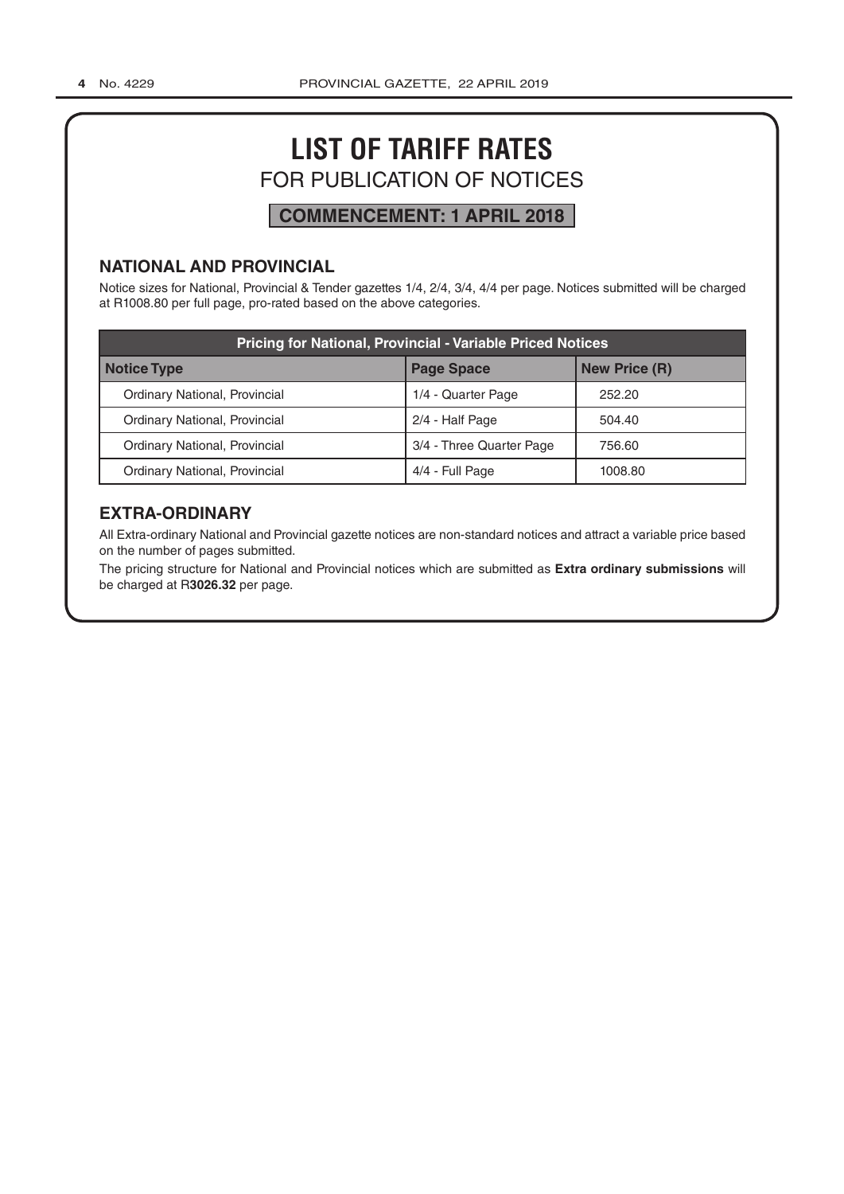# LIST OF TARIFF RATES

## FOR PUBLICATION OF NOTICES

**COMMENCEMENT: 1 APRIL 2018**

### NATIONAL AND PROVINCIAL

Notice sizes for National, Provincial & Tender gazettes 1/4, 2/4, 3/4, 4/4 per page. Notices submitted will be charged at R1008.80 per full page, pro-rated based on the above categories.

| Pricing for National, Provincial - Variable Priced Notices | | |
|---|---|---|
| **Notice Type** | **Page Space** | **New Price (R)** |
| Ordinary National, Provincial | 1/4 - Quarter Page | 252.20 |
| Ordinary National, Provincial | 2/4 - Half Page | 504.40 |
| Ordinary National, Provincial | 3/4 - Three Quarter Page | 756.60 |
| Ordinary National, Provincial | 4/4 - Full Page | 1008.80 |

### EXTRA-ORDINARY

All Extra-ordinary National and Provincial gazette notices are non-standard notices and attract a variable price based on the number of pages submitted.

The pricing structure for National and Provincial notices which are submitted as **Extra ordinary submissions** will be charged at R**3026.32** per page.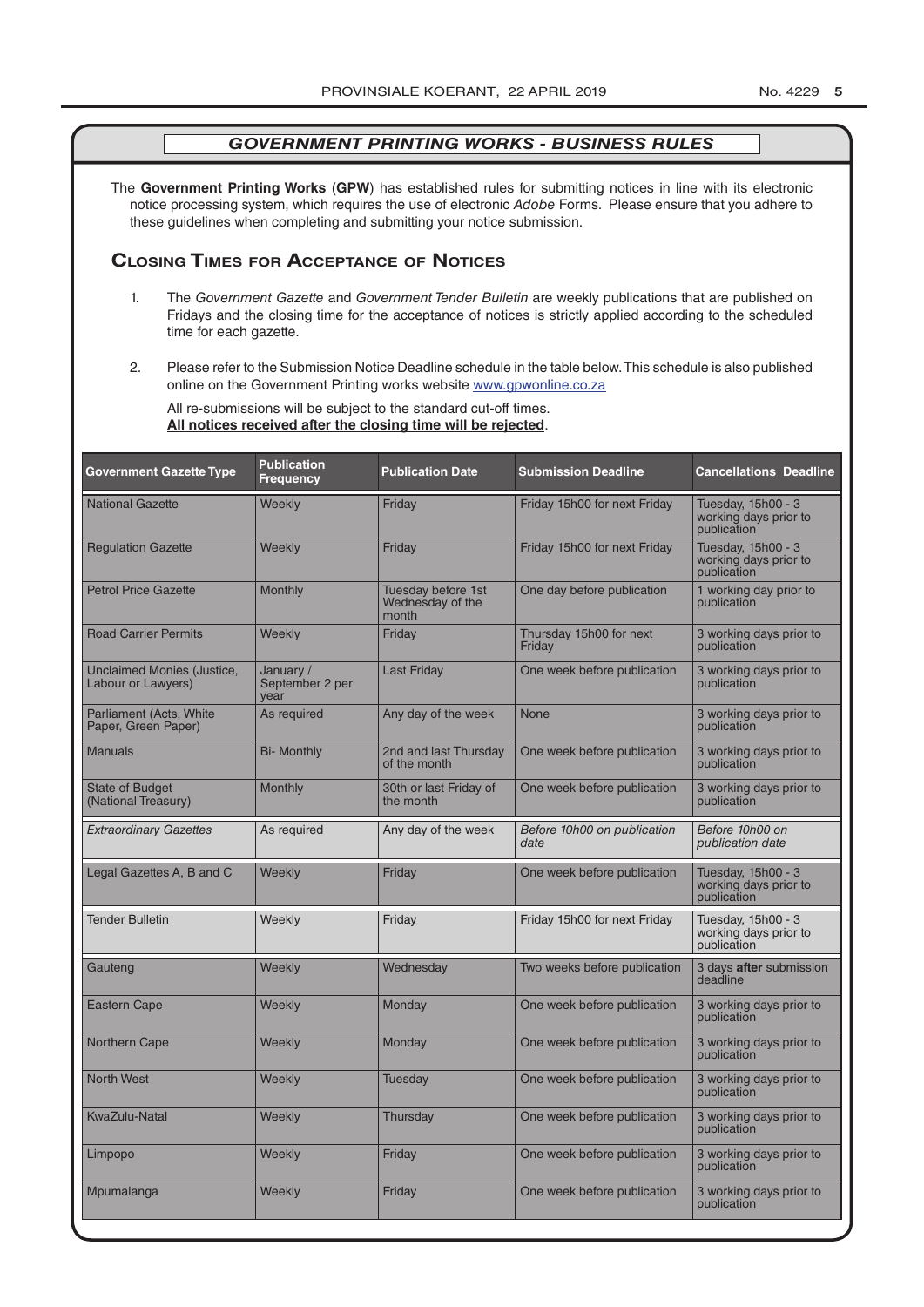## *GOVERNMENT PRINTING WORKS - BUSINESS RULES*

The **Government Printing Works** (**GPW**) has established rules for submitting notices in line with its electronic notice processing system, which requires the use of electronic *Adobe* Forms. Please ensure that you adhere to these guidelines when completing and submitting your notice submission.

## Closing Times for Acceptance of Notices

1. The *Government Gazette* and *Government Tender Bulletin* are weekly publications that are published on Fridays and the closing time for the acceptance of notices is strictly applied according to the scheduled time for each gazette.

2. Please refer to the Submission Notice Deadline schedule in the table below. This schedule is also published online on the Government Printing works website www.gpwonline.co.za

   All re-submissions will be subject to the standard cut-off times.
   **All notices received after the closing time will be rejected**.

| Government Gazette Type | Publication Frequency | Publication Date | Submission Deadline | Cancellations Deadline |
|---|---|---|---|---|
| National Gazette | Weekly | Friday | Friday 15h00 for next Friday | Tuesday, 15h00 - 3 working days prior to publication |
| Regulation Gazette | Weekly | Friday | Friday 15h00 for next Friday | Tuesday, 15h00 - 3 working days prior to publication |
| Petrol Price Gazette | Monthly | Tuesday before 1st Wednesday of the month | One day before publication | 1 working day prior to publication |
| Road Carrier Permits | Weekly | Friday | Thursday 15h00 for next Friday | 3 working days prior to publication |
| Unclaimed Monies (Justice, Labour or Lawyers) | January / September 2 per year | Last Friday | One week before publication | 3 working days prior to publication |
| Parliament (Acts, White Paper, Green Paper) | As required | Any day of the week | None | 3 working days prior to publication |
| Manuals | Bi- Monthly | 2nd and last Thursday of the month | One week before publication | 3 working days prior to publication |
| State of Budget (National Treasury) | Monthly | 30th or last Friday of the month | One week before publication | 3 working days prior to publication |
| *Extraordinary Gazettes* | As required | Any day of the week | *Before 10h00 on publication date* | *Before 10h00 on publication date* |
| Legal Gazettes A, B and C | Weekly | Friday | One week before publication | Tuesday, 15h00 - 3 working days prior to publication |
| Tender Bulletin | Weekly | Friday | Friday 15h00 for next Friday | Tuesday, 15h00 - 3 working days prior to publication |
| Gauteng | Weekly | Wednesday | Two weeks before publication | 3 days **after** submission deadline |
| Eastern Cape | Weekly | Monday | One week before publication | 3 working days prior to publication |
| Northern Cape | Weekly | Monday | One week before publication | 3 working days prior to publication |
| North West | Weekly | Tuesday | One week before publication | 3 working days prior to publication |
| KwaZulu-Natal | Weekly | Thursday | One week before publication | 3 working days prior to publication |
| Limpopo | Weekly | Friday | One week before publication | 3 working days prior to publication |
| Mpumalanga | Weekly | Friday | One week before publication | 3 working days prior to publication |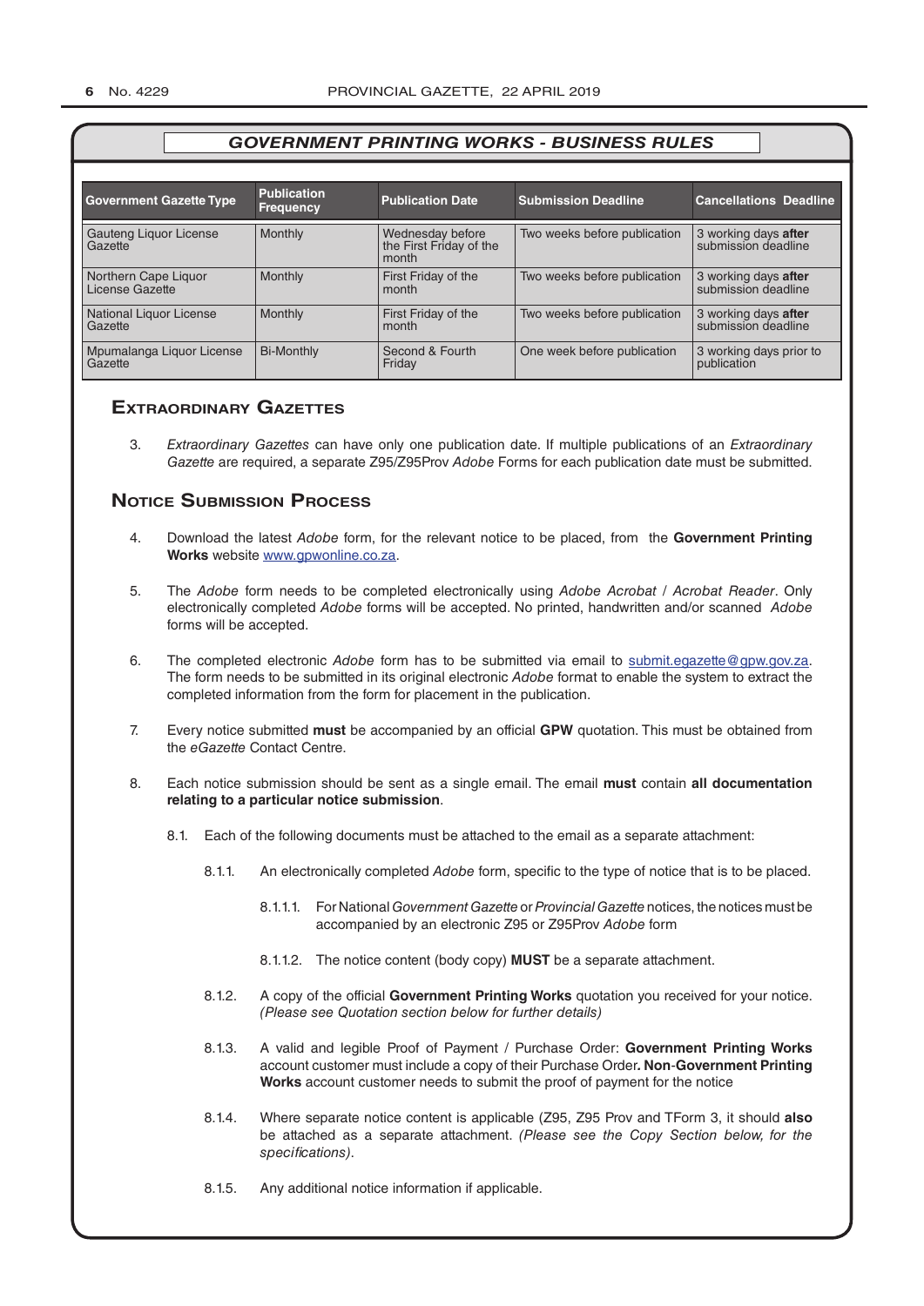## GOVERNMENT PRINTING WORKS - BUSINESS RULES

| Government Gazette Type | Publication Frequency | Publication Date | Submission Deadline | Cancellations Deadline |
|---|---|---|---|---|
| Gauteng Liquor License Gazette | Monthly | Wednesday before the First Friday of the month | Two weeks before publication | 3 working days **after** submission deadline |
| Northern Cape Liquor License Gazette | Monthly | First Friday of the month | Two weeks before publication | 3 working days **after** submission deadline |
| National Liquor License Gazette | Monthly | First Friday of the month | Two weeks before publication | 3 working days **after** submission deadline |
| Mpumalanga Liquor License Gazette | Bi-Monthly | Second & Fourth Friday | One week before publication | 3 working days prior to publication |

### Extraordinary Gazettes

3. *Extraordinary Gazettes* can have only one publication date. If multiple publications of an *Extraordinary Gazette* are required, a separate Z95/Z95Prov *Adobe* Forms for each publication date must be submitted.

### Notice Submission Process

4. Download the latest *Adobe* form, for the relevant notice to be placed, from the **Government Printing Works** website www.gpwonline.co.za.

5. The *Adobe* form needs to be completed electronically using *Adobe Acrobat* / *Acrobat Reader*. Only electronically completed *Adobe* forms will be accepted. No printed, handwritten and/or scanned *Adobe* forms will be accepted.

6. The completed electronic *Adobe* form has to be submitted via email to submit.egazette@gpw.gov.za. The form needs to be submitted in its original electronic *Adobe* format to enable the system to extract the completed information from the form for placement in the publication.

7. Every notice submitted **must** be accompanied by an official **GPW** quotation. This must be obtained from the *eGazette* Contact Centre.

8. Each notice submission should be sent as a single email. The email **must** contain **all documentation relating to a particular notice submission**.

    8.1. Each of the following documents must be attached to the email as a separate attachment:

    8.1.1. An electronically completed *Adobe* form, specific to the type of notice that is to be placed.

    8.1.1.1. For National *Government Gazette* or *Provincial Gazette* notices, the notices must be accompanied by an electronic Z95 or Z95Prov *Adobe* form

    8.1.1.2. The notice content (body copy) **MUST** be a separate attachment.

    8.1.2. A copy of the official **Government Printing Works** quotation you received for your notice. *(Please see Quotation section below for further details)*

    8.1.3. A valid and legible Proof of Payment / Purchase Order: **Government Printing Works** account customer must include a copy of their Purchase Order**. Non**-**Government Printing Works** account customer needs to submit the proof of payment for the notice

    8.1.4. Where separate notice content is applicable (Z95, Z95 Prov and TForm 3, it should **also** be attached as a separate attachment. *(Please see the Copy Section below, for the specifications)*.

    8.1.5. Any additional notice information if applicable.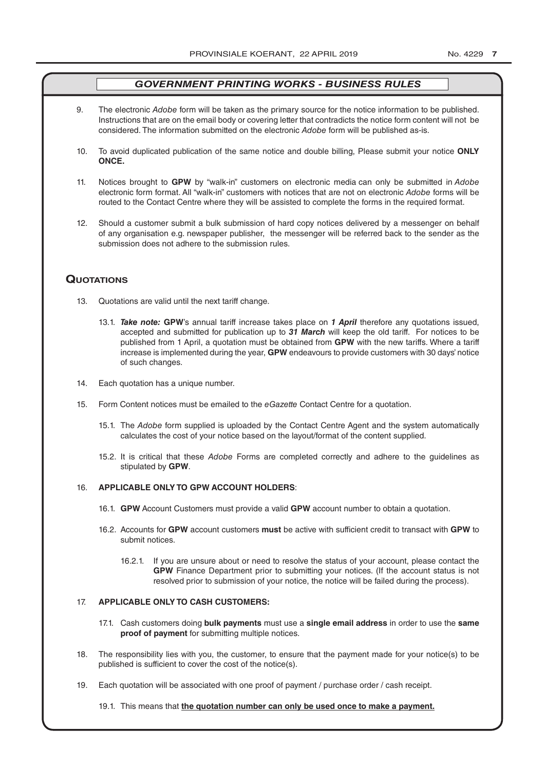## *GOVERNMENT PRINTING WORKS - BUSINESS RULES*

9. The electronic *Adobe* form will be taken as the primary source for the notice information to be published. Instructions that are on the email body or covering letter that contradicts the notice form content will not be considered. The information submitted on the electronic *Adobe* form will be published as-is.

10. To avoid duplicated publication of the same notice and double billing, Please submit your notice **ONLY ONCE.**

11. Notices brought to **GPW** by "walk-in" customers on electronic media can only be submitted in *Adobe* electronic form format. All "walk-in" customers with notices that are not on electronic *Adobe* forms will be routed to the Contact Centre where they will be assisted to complete the forms in the required format.

12. Should a customer submit a bulk submission of hard copy notices delivered by a messenger on behalf of any organisation e.g. newspaper publisher, the messenger will be referred back to the sender as the submission does not adhere to the submission rules.

## Quotations

13. Quotations are valid until the next tariff change.

    13.1. ***Take note:*** **GPW**'s annual tariff increase takes place on ***1 April*** therefore any quotations issued, accepted and submitted for publication up to ***31 March*** will keep the old tariff. For notices to be published from 1 April, a quotation must be obtained from **GPW** with the new tariffs. Where a tariff increase is implemented during the year, **GPW** endeavours to provide customers with 30 days' notice of such changes.

14. Each quotation has a unique number.

15. Form Content notices must be emailed to the *eGazette* Contact Centre for a quotation.

    15.1. The *Adobe* form supplied is uploaded by the Contact Centre Agent and the system automatically calculates the cost of your notice based on the layout/format of the content supplied.

    15.2. It is critical that these *Adobe* Forms are completed correctly and adhere to the guidelines as stipulated by **GPW**.

16. **APPLICABLE ONLY TO GPW ACCOUNT HOLDERS**:

    16.1. **GPW** Account Customers must provide a valid **GPW** account number to obtain a quotation.

    16.2. Accounts for **GPW** account customers **must** be active with sufficient credit to transact with **GPW** to submit notices.

    16.2.1. If you are unsure about or need to resolve the status of your account, please contact the **GPW** Finance Department prior to submitting your notices. (If the account status is not resolved prior to submission of your notice, the notice will be failed during the process).

17. **APPLICABLE ONLY TO CASH CUSTOMERS:**

    17.1. Cash customers doing **bulk payments** must use a **single email address** in order to use the **same proof of payment** for submitting multiple notices.

18. The responsibility lies with you, the customer, to ensure that the payment made for your notice(s) to be published is sufficient to cover the cost of the notice(s).

19. Each quotation will be associated with one proof of payment / purchase order / cash receipt.

    19.1. This means that **the quotation number can only be used once to make a payment.**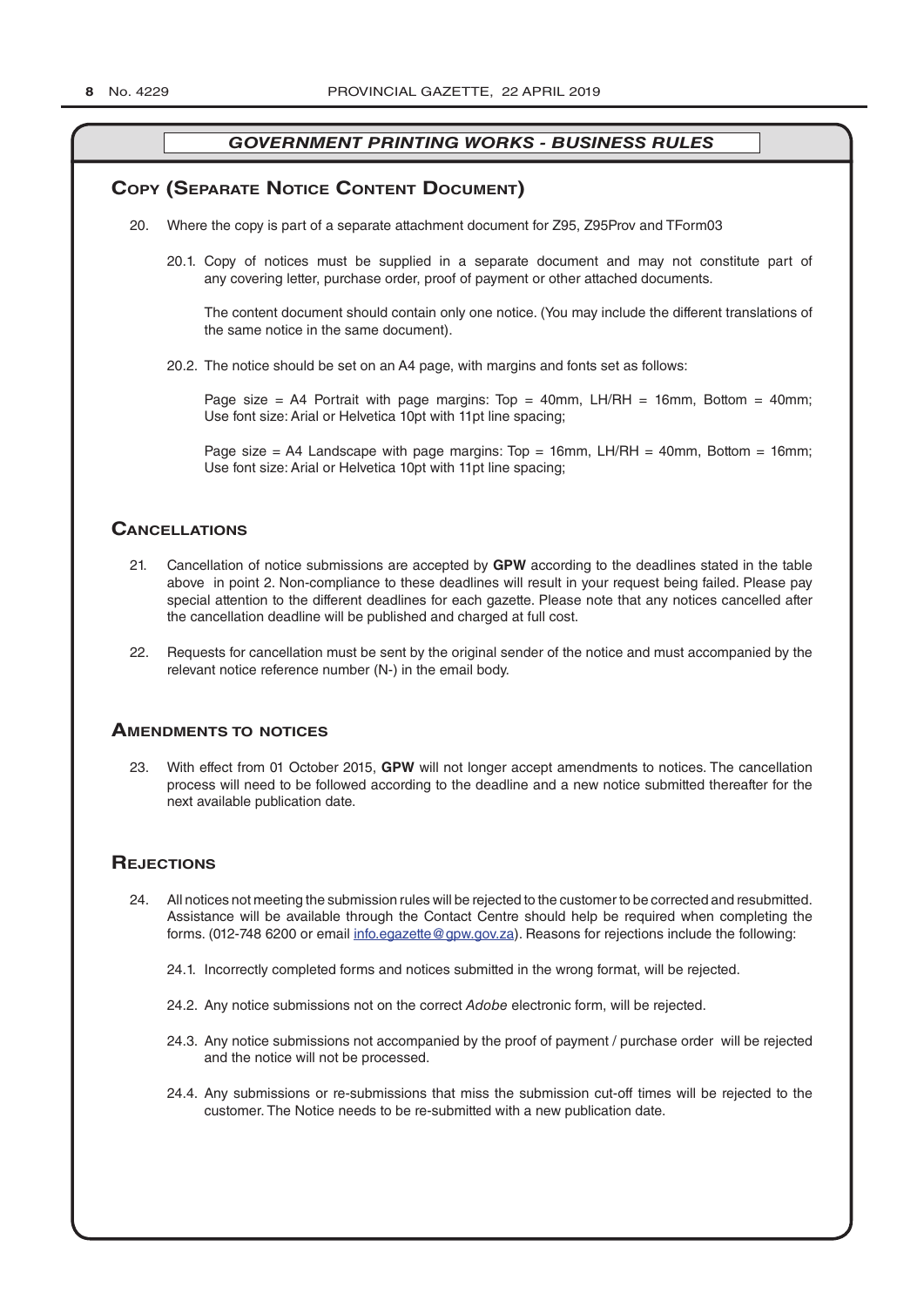## GOVERNMENT PRINTING WORKS - BUSINESS RULES

### Copy (Separate Notice Content Document)

20. Where the copy is part of a separate attachment document for Z95, Z95Prov and TForm03

    20.1. Copy of notices must be supplied in a separate document and may not constitute part of any covering letter, purchase order, proof of payment or other attached documents.

    The content document should contain only one notice. (You may include the different translations of the same notice in the same document).

    20.2. The notice should be set on an A4 page, with margins and fonts set as follows:

    Page size = A4 Portrait with page margins: Top = 40mm, LH/RH = 16mm, Bottom = 40mm; Use font size: Arial or Helvetica 10pt with 11pt line spacing;

    Page size = A4 Landscape with page margins: Top = 16mm, LH/RH = 40mm, Bottom = 16mm; Use font size: Arial or Helvetica 10pt with 11pt line spacing;

### Cancellations

21. Cancellation of notice submissions are accepted by **GPW** according to the deadlines stated in the table above in point 2. Non-compliance to these deadlines will result in your request being failed. Please pay special attention to the different deadlines for each gazette. Please note that any notices cancelled after the cancellation deadline will be published and charged at full cost.

22. Requests for cancellation must be sent by the original sender of the notice and must accompanied by the relevant notice reference number (N-) in the email body.

### Amendments to notices

23. With effect from 01 October 2015, **GPW** will not longer accept amendments to notices. The cancellation process will need to be followed according to the deadline and a new notice submitted thereafter for the next available publication date.

### Rejections

24. All notices not meeting the submission rules will be rejected to the customer to be corrected and resubmitted. Assistance will be available through the Contact Centre should help be required when completing the forms. (012-748 6200 or email info.egazette@gpw.gov.za). Reasons for rejections include the following:

    24.1. Incorrectly completed forms and notices submitted in the wrong format, will be rejected.

    24.2. Any notice submissions not on the correct *Adobe* electronic form, will be rejected.

    24.3. Any notice submissions not accompanied by the proof of payment / purchase order will be rejected and the notice will not be processed.

    24.4. Any submissions or re-submissions that miss the submission cut-off times will be rejected to the customer. The Notice needs to be re-submitted with a new publication date.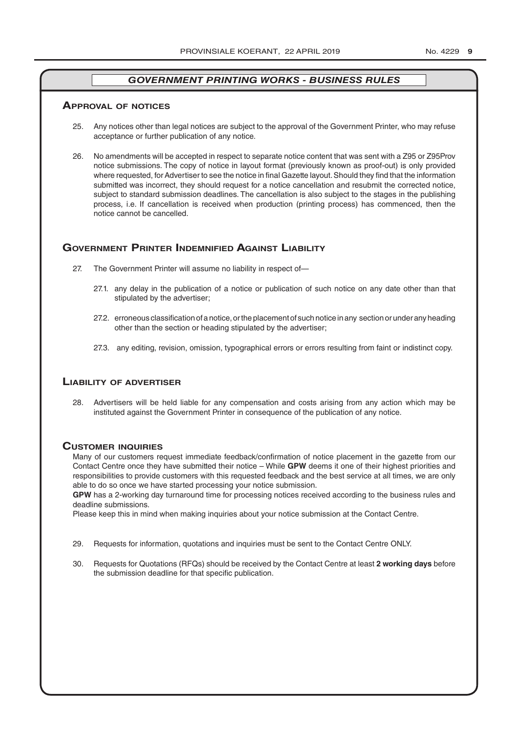## *GOVERNMENT PRINTING WORKS - BUSINESS RULES*

### Approval of notices

25. Any notices other than legal notices are subject to the approval of the Government Printer, who may refuse acceptance or further publication of any notice.

26. No amendments will be accepted in respect to separate notice content that was sent with a Z95 or Z95Prov notice submissions. The copy of notice in layout format (previously known as proof-out) is only provided where requested, for Advertiser to see the notice in final Gazette layout. Should they find that the information submitted was incorrect, they should request for a notice cancellation and resubmit the corrected notice, subject to standard submission deadlines. The cancellation is also subject to the stages in the publishing process, i.e. If cancellation is received when production (printing process) has commenced, then the notice cannot be cancelled.

### Government Printer Indemnified Against Liability

27. The Government Printer will assume no liability in respect of—

    27.1. any delay in the publication of a notice or publication of such notice on any date other than that stipulated by the advertiser;

    27.2. erroneous classification of a notice, or the placement of such notice in any section or under any heading other than the section or heading stipulated by the advertiser;

    27.3. any editing, revision, omission, typographical errors or errors resulting from faint or indistinct copy.

### Liability of advertiser

28. Advertisers will be held liable for any compensation and costs arising from any action which may be instituted against the Government Printer in consequence of the publication of any notice.

### Customer inquiries

Many of our customers request immediate feedback/confirmation of notice placement in the gazette from our Contact Centre once they have submitted their notice – While **GPW** deems it one of their highest priorities and responsibilities to provide customers with this requested feedback and the best service at all times, we are only able to do so once we have started processing your notice submission.

**GPW** has a 2-working day turnaround time for processing notices received according to the business rules and deadline submissions.

Please keep this in mind when making inquiries about your notice submission at the Contact Centre.

29. Requests for information, quotations and inquiries must be sent to the Contact Centre ONLY.

30. Requests for Quotations (RFQs) should be received by the Contact Centre at least **2 working days** before the submission deadline for that specific publication.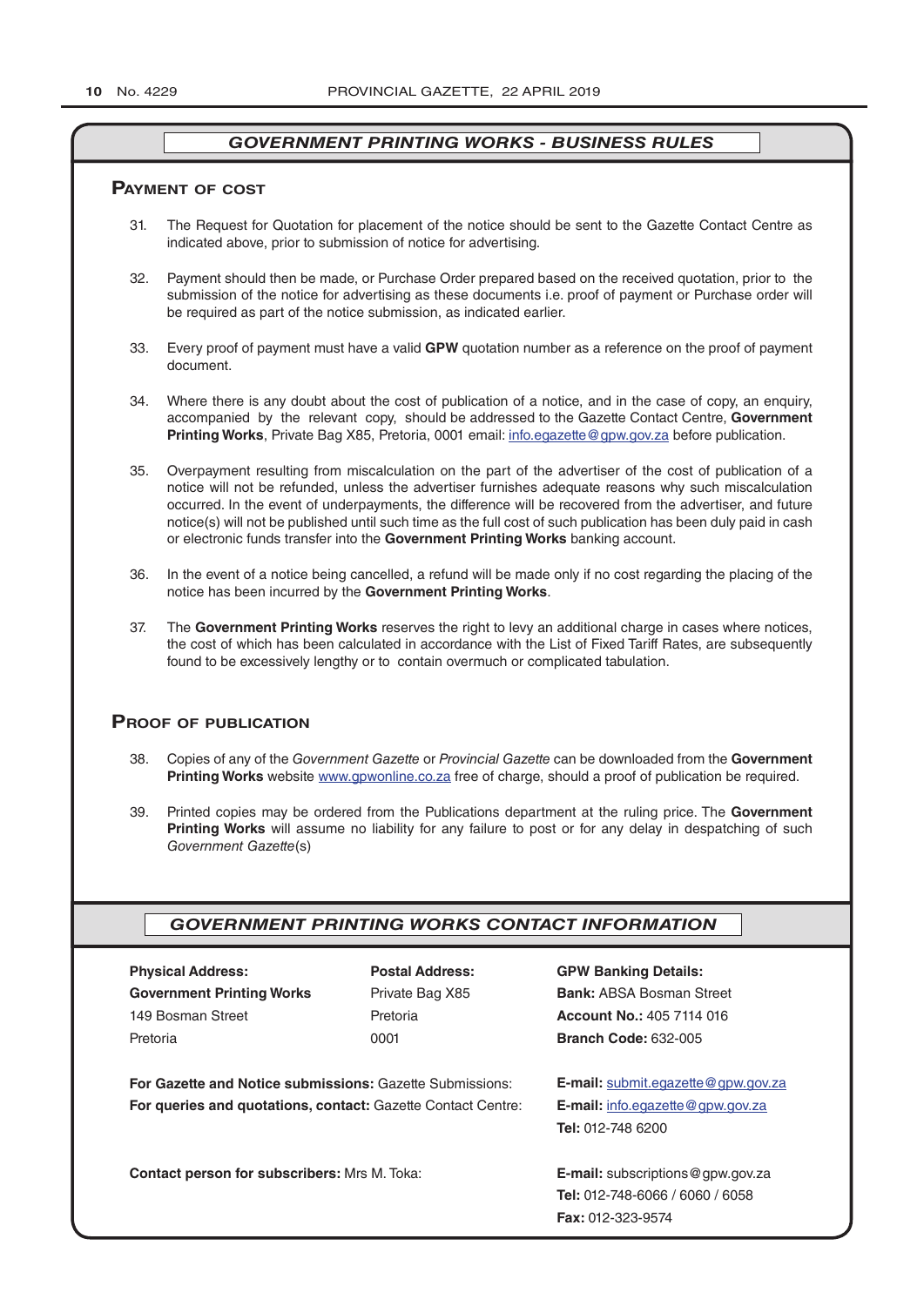## *GOVERNMENT PRINTING WORKS - BUSINESS RULES*

### Payment of cost

31. The Request for Quotation for placement of the notice should be sent to the Gazette Contact Centre as indicated above, prior to submission of notice for advertising.

32. Payment should then be made, or Purchase Order prepared based on the received quotation, prior to the submission of the notice for advertising as these documents i.e. proof of payment or Purchase order will be required as part of the notice submission, as indicated earlier.

33. Every proof of payment must have a valid **GPW** quotation number as a reference on the proof of payment document.

34. Where there is any doubt about the cost of publication of a notice, and in the case of copy, an enquiry, accompanied by the relevant copy, should be addressed to the Gazette Contact Centre, **Government Printing Works**, Private Bag X85, Pretoria, 0001 email: info.egazette@gpw.gov.za before publication.

35. Overpayment resulting from miscalculation on the part of the advertiser of the cost of publication of a notice will not be refunded, unless the advertiser furnishes adequate reasons why such miscalculation occurred. In the event of underpayments, the difference will be recovered from the advertiser, and future notice(s) will not be published until such time as the full cost of such publication has been duly paid in cash or electronic funds transfer into the **Government Printing Works** banking account.

36. In the event of a notice being cancelled, a refund will be made only if no cost regarding the placing of the notice has been incurred by the **Government Printing Works**.

37. The **Government Printing Works** reserves the right to levy an additional charge in cases where notices, the cost of which has been calculated in accordance with the List of Fixed Tariff Rates, are subsequently found to be excessively lengthy or to contain overmuch or complicated tabulation.

### Proof of publication

38. Copies of any of the *Government Gazette* or *Provincial Gazette* can be downloaded from the **Government Printing Works** website www.gpwonline.co.za free of charge, should a proof of publication be required.

39. Printed copies may be ordered from the Publications department at the ruling price. The **Government Printing Works** will assume no liability for any failure to post or for any delay in despatching of such *Government Gazette*(s)

## *GOVERNMENT PRINTING WORKS CONTACT INFORMATION*

**Physical Address:**
**Government Printing Works**
149 Bosman Street
Pretoria

**Postal Address:**
Private Bag X85
Pretoria
0001

**GPW Banking Details:**
**Bank:** ABSA Bosman Street
**Account No.:** 405 7114 016
**Branch Code:** 632-005

**For Gazette and Notice submissions:** Gazette Submissions: **E-mail:** submit.egazette@gpw.gov.za
**For queries and quotations, contact:** Gazette Contact Centre: **E-mail:** info.egazette@gpw.gov.za
**Tel:** 012-748 6200

**Contact person for subscribers:** Mrs M. Toka: **E-mail:** subscriptions@gpw.gov.za
**Tel:** 012-748-6066 / 6060 / 6058
**Fax:** 012-323-9574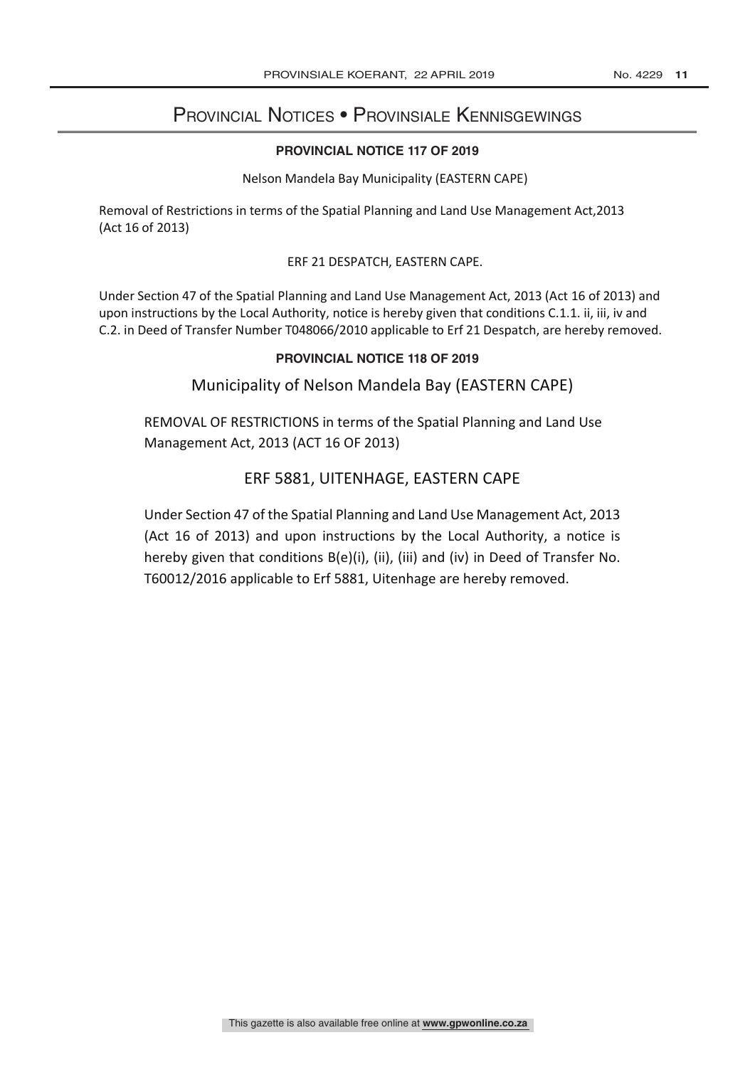# Provincial Notices • Provinsiale Kennisgewings

## PROVINCIAL NOTICE 117 OF 2019

Nelson Mandela Bay Municipality (EASTERN CAPE)

Removal of Restrictions in terms of the Spatial Planning and Land Use Management Act,2013 (Act 16 of 2013)

ERF 21 DESPATCH, EASTERN CAPE.

Under Section 47 of the Spatial Planning and Land Use Management Act, 2013 (Act 16 of 2013) and upon instructions by the Local Authority, notice is hereby given that conditions C.1.1. ii, iii, iv and C.2. in Deed of Transfer Number T048066/2010 applicable to Erf 21 Despatch, are hereby removed.

## PROVINCIAL NOTICE 118 OF 2019

Municipality of Nelson Mandela Bay (EASTERN CAPE)

REMOVAL OF RESTRICTIONS in terms of the Spatial Planning and Land Use Management Act, 2013 (ACT 16 OF 2013)

ERF 5881, UITENHAGE, EASTERN CAPE

Under Section 47 of the Spatial Planning and Land Use Management Act, 2013 (Act 16 of 2013) and upon instructions by the Local Authority, a notice is hereby given that conditions B(e)(i), (ii), (iii) and (iv) in Deed of Transfer No. T60012/2016 applicable to Erf 5881, Uitenhage are hereby removed.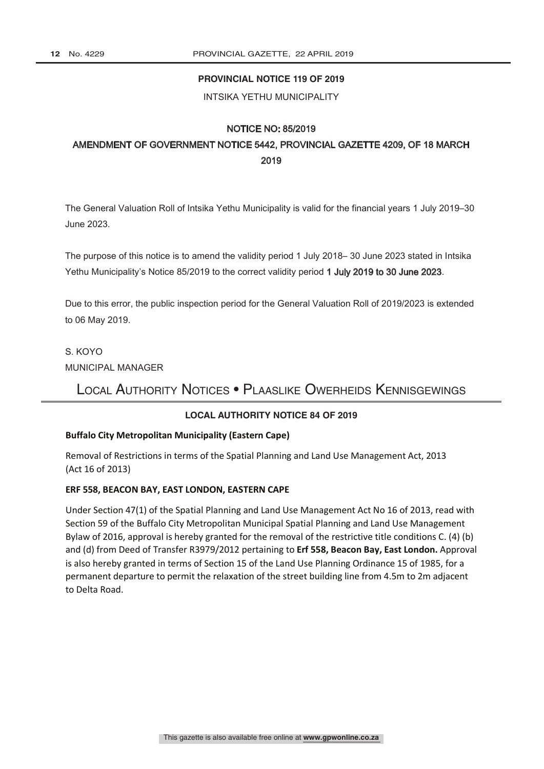**PROVINCIAL NOTICE 119 OF 2019**

INTSIKA YETHU MUNICIPALITY

NOTICE NO: 85/2019

AMENDMENT OF GOVERNMENT NOTICE 5442, PROVINCIAL GAZETTE 4209, OF 18 MARCH 2019

The General Valuation Roll of Intsika Yethu Municipality is valid for the financial years 1 July 2019–30 June 2023.

The purpose of this notice is to amend the validity period 1 July 2018– 30 June 2023 stated in Intsika Yethu Municipality's Notice 85/2019 to the correct validity period 1 July 2019 to 30 June 2023.

Due to this error, the public inspection period for the General Valuation Roll of 2019/2023 is extended to 06 May 2019.

S. KOYO
MUNICIPAL MANAGER

# Local Authority Notices • Plaaslike Owerheids Kennisgewings

**LOCAL AUTHORITY NOTICE 84 OF 2019**

**Buffalo City Metropolitan Municipality (Eastern Cape)**

Removal of Restrictions in terms of the Spatial Planning and Land Use Management Act, 2013 (Act 16 of 2013)

**ERF 558, BEACON BAY, EAST LONDON, EASTERN CAPE**

Under Section 47(1) of the Spatial Planning and Land Use Management Act No 16 of 2013, read with Section 59 of the Buffalo City Metropolitan Municipal Spatial Planning and Land Use Management Bylaw of 2016, approval is hereby granted for the removal of the restrictive title conditions C. (4) (b) and (d) from Deed of Transfer R3979/2012 pertaining to **Erf 558, Beacon Bay, East London.** Approval is also hereby granted in terms of Section 15 of the Land Use Planning Ordinance 15 of 1985, for a permanent departure to permit the relaxation of the street building line from 4.5m to 2m adjacent to Delta Road.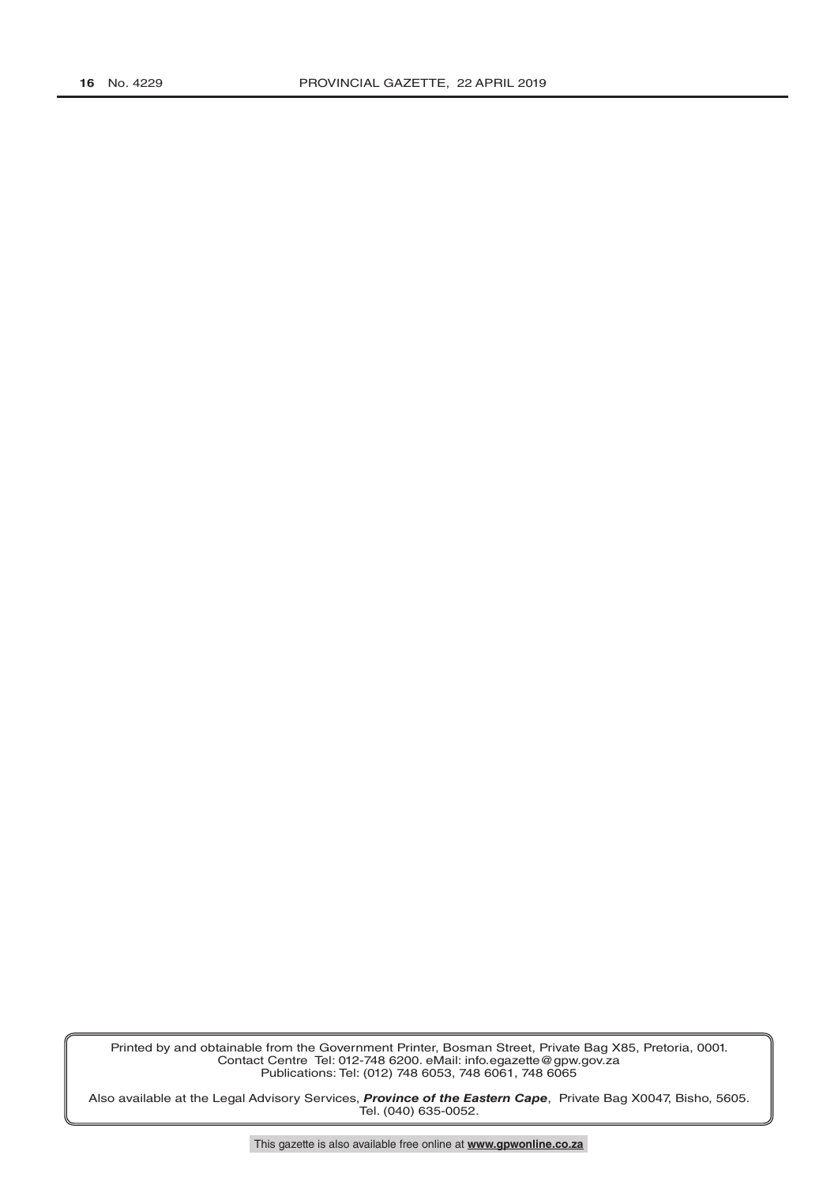Printed by and obtainable from the Government Printer, Bosman Street, Private Bag X85, Pretoria, 0001.
Contact Centre Tel: 012-748 6200. eMail: info.egazette@gpw.gov.za
Publications: Tel: (012) 748 6053, 748 6061, 748 6065

Also available at the Legal Advisory Services, ***Province of the Eastern Cape***, Private Bag X0047, Bisho, 5605.
Tel. (040) 635-0052.

This gazette is also available free online at **www.gpwonline.co.za**